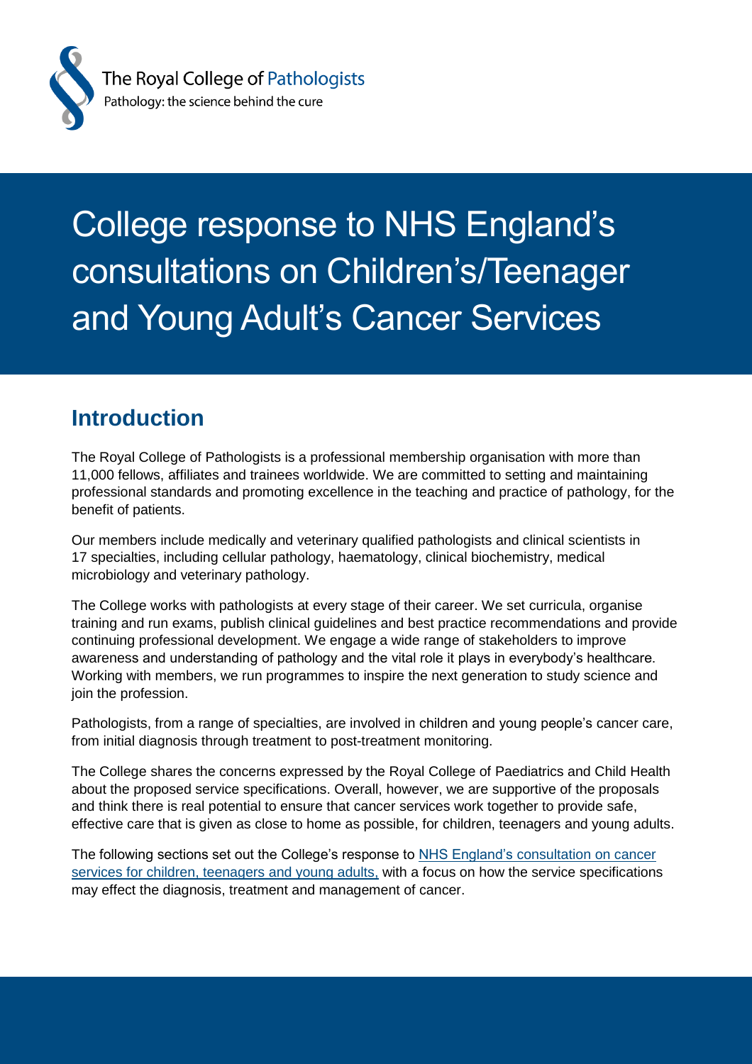The Royal College of Pathologists
Pathology: the science behind the cure

# College response to NHS England's consultations on Children's/Teenager and Young Adult's Cancer Services

## Introduction

The Royal College of Pathologists is a professional membership organisation with more than 11,000 fellows, affiliates and trainees worldwide. We are committed to setting and maintaining professional standards and promoting excellence in the teaching and practice of pathology, for the benefit of patients.

Our members include medically and veterinary qualified pathologists and clinical scientists in 17 specialties, including cellular pathology, haematology, clinical biochemistry, medical microbiology and veterinary pathology.

The College works with pathologists at every stage of their career. We set curricula, organise training and run exams, publish clinical guidelines and best practice recommendations and provide continuing professional development. We engage a wide range of stakeholders to improve awareness and understanding of pathology and the vital role it plays in everybody's healthcare. Working with members, we run programmes to inspire the next generation to study science and join the profession.

Pathologists, from a range of specialties, are involved in children and young people's cancer care, from initial diagnosis through treatment to post-treatment monitoring.

The College shares the concerns expressed by the Royal College of Paediatrics and Child Health about the proposed service specifications. Overall, however, we are supportive of the proposals and think there is real potential to ensure that cancer services work together to provide safe, effective care that is given as close to home as possible, for children, teenagers and young adults.

The following sections set out the College's response to NHS England's consultation on cancer services for children, teenagers and young adults, with a focus on how the service specifications may effect the diagnosis, treatment and management of cancer.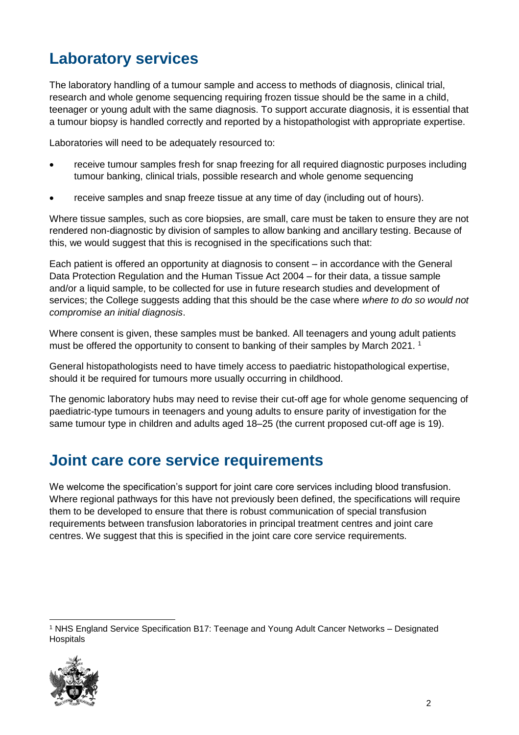## Laboratory services

The laboratory handling of a tumour sample and access to methods of diagnosis, clinical trial, research and whole genome sequencing requiring frozen tissue should be the same in a child, teenager or young adult with the same diagnosis. To support accurate diagnosis, it is essential that a tumour biopsy is handled correctly and reported by a histopathologist with appropriate expertise.

Laboratories will need to be adequately resourced to:

- receive tumour samples fresh for snap freezing for all required diagnostic purposes including tumour banking, clinical trials, possible research and whole genome sequencing
- receive samples and snap freeze tissue at any time of day (including out of hours).

Where tissue samples, such as core biopsies, are small, care must be taken to ensure they are not rendered non-diagnostic by division of samples to allow banking and ancillary testing. Because of this, we would suggest that this is recognised in the specifications such that:

Each patient is offered an opportunity at diagnosis to consent – in accordance with the General Data Protection Regulation and the Human Tissue Act 2004 – for their data, a tissue sample and/or a liquid sample, to be collected for use in future research studies and development of services; the College suggests adding that this should be the case where *where to do so would not compromise an initial diagnosis*.

Where consent is given, these samples must be banked. All teenagers and young adult patients must be offered the opportunity to consent to banking of their samples by March 2021. [1]

General histopathologists need to have timely access to paediatric histopathological expertise, should it be required for tumours more usually occurring in childhood.

The genomic laboratory hubs may need to revise their cut-off age for whole genome sequencing of paediatric-type tumours in teenagers and young adults to ensure parity of investigation for the same tumour type in children and adults aged 18–25 (the current proposed cut-off age is 19).

## Joint care core service requirements

We welcome the specification's support for joint care core services including blood transfusion. Where regional pathways for this have not previously been defined, the specifications will require them to be developed to ensure that there is robust communication of special transfusion requirements between transfusion laboratories in principal treatment centres and joint care centres. We suggest that this is specified in the joint care core service requirements.

[1] NHS England Service Specification B17: Teenage and Young Adult Cancer Networks – Designated Hospitals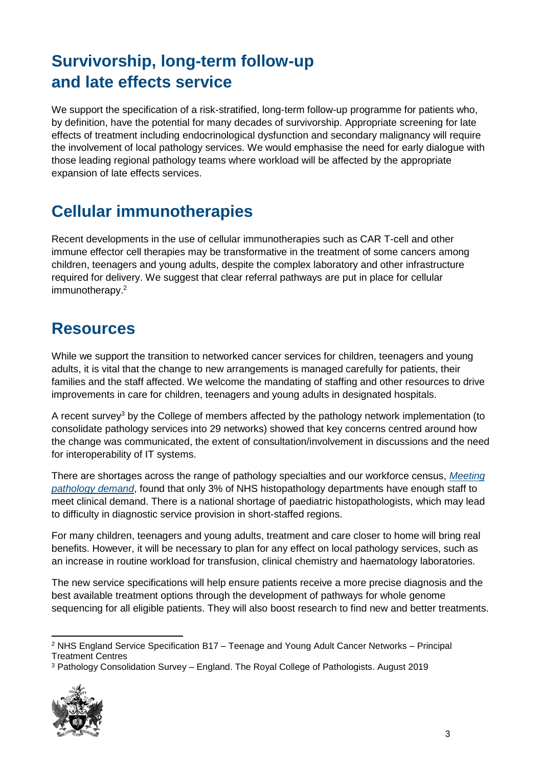## Survivorship, long-term follow-up and late effects service

We support the specification of a risk-stratified, long-term follow-up programme for patients who, by definition, have the potential for many decades of survivorship. Appropriate screening for late effects of treatment including endocrinological dysfunction and secondary malignancy will require the involvement of local pathology services. We would emphasise the need for early dialogue with those leading regional pathology teams where workload will be affected by the appropriate expansion of late effects services.

## Cellular immunotherapies

Recent developments in the use of cellular immunotherapies such as CAR T-cell and other immune effector cell therapies may be transformative in the treatment of some cancers among children, teenagers and young adults, despite the complex laboratory and other infrastructure required for delivery. We suggest that clear referral pathways are put in place for cellular immunotherapy.[2]

## Resources

While we support the transition to networked cancer services for children, teenagers and young adults, it is vital that the change to new arrangements is managed carefully for patients, their families and the staff affected. We welcome the mandating of staffing and other resources to drive improvements in care for children, teenagers and young adults in designated hospitals.

A recent survey[3] by the College of members affected by the pathology network implementation (to consolidate pathology services into 29 networks) showed that key concerns centred around how the change was communicated, the extent of consultation/involvement in discussions and the need for interoperability of IT systems.

There are shortages across the range of pathology specialties and our workforce census, *Meeting pathology demand*, found that only 3% of NHS histopathology departments have enough staff to meet clinical demand. There is a national shortage of paediatric histopathologists, which may lead to difficulty in diagnostic service provision in short-staffed regions.

For many children, teenagers and young adults, treatment and care closer to home will bring real benefits. However, it will be necessary to plan for any effect on local pathology services, such as an increase in routine workload for transfusion, clinical chemistry and haematology laboratories.

The new service specifications will help ensure patients receive a more precise diagnosis and the best available treatment options through the development of pathways for whole genome sequencing for all eligible patients. They will also boost research to find new and better treatments.

---

[2] NHS England Service Specification B17 – Teenage and Young Adult Cancer Networks – Principal Treatment Centres

[3] Pathology Consolidation Survey – England. The Royal College of Pathologists. August 2019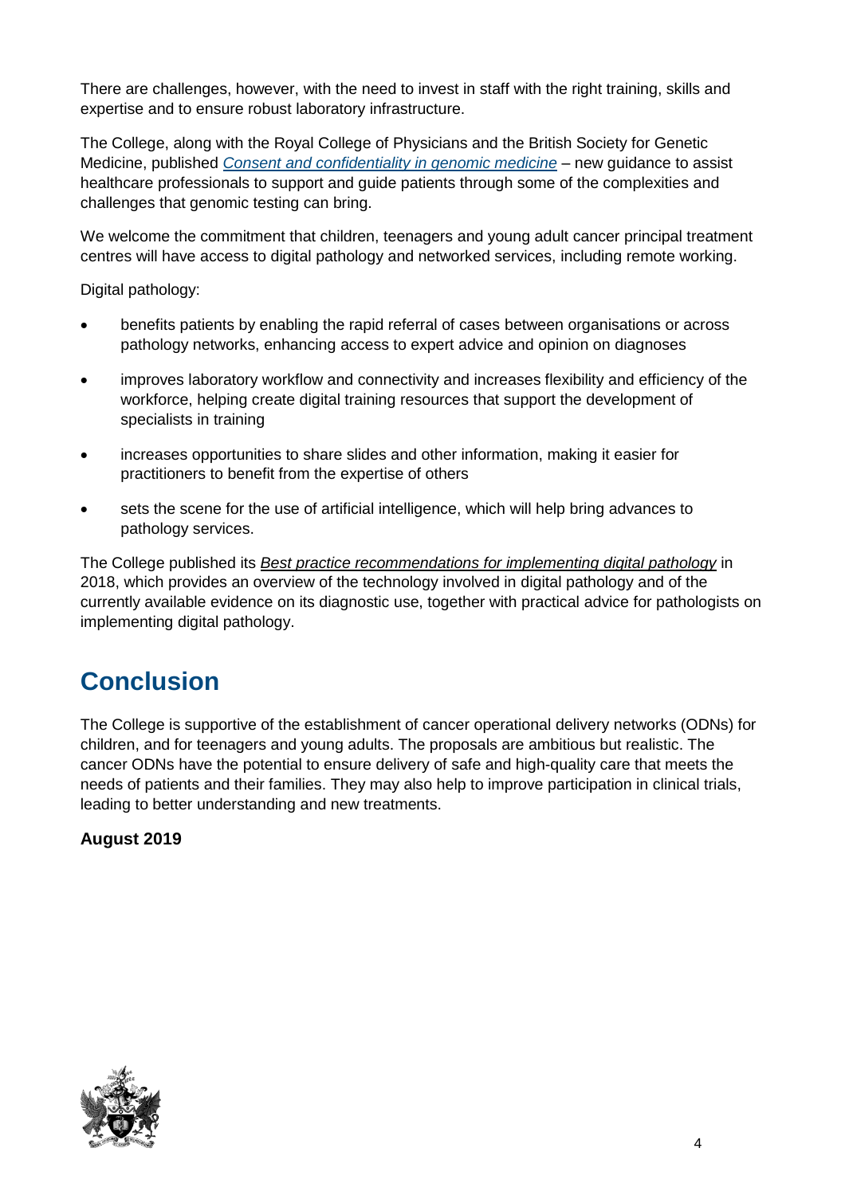There are challenges, however, with the need to invest in staff with the right training, skills and expertise and to ensure robust laboratory infrastructure.

The College, along with the Royal College of Physicians and the British Society for Genetic Medicine, published *Consent and confidentiality in genomic medicine* – new guidance to assist healthcare professionals to support and guide patients through some of the complexities and challenges that genomic testing can bring.

We welcome the commitment that children, teenagers and young adult cancer principal treatment centres will have access to digital pathology and networked services, including remote working.

Digital pathology:

- benefits patients by enabling the rapid referral of cases between organisations or across pathology networks, enhancing access to expert advice and opinion on diagnoses
- improves laboratory workflow and connectivity and increases flexibility and efficiency of the workforce, helping create digital training resources that support the development of specialists in training
- increases opportunities to share slides and other information, making it easier for practitioners to benefit from the expertise of others
- sets the scene for the use of artificial intelligence, which will help bring advances to pathology services.

The College published its *Best practice recommendations for implementing digital pathology* in 2018, which provides an overview of the technology involved in digital pathology and of the currently available evidence on its diagnostic use, together with practical advice for pathologists on implementing digital pathology.

## Conclusion

The College is supportive of the establishment of cancer operational delivery networks (ODNs) for children, and for teenagers and young adults. The proposals are ambitious but realistic. The cancer ODNs have the potential to ensure delivery of safe and high-quality care that meets the needs of patients and their families. They may also help to improve participation in clinical trials, leading to better understanding and new treatments.

**August 2019**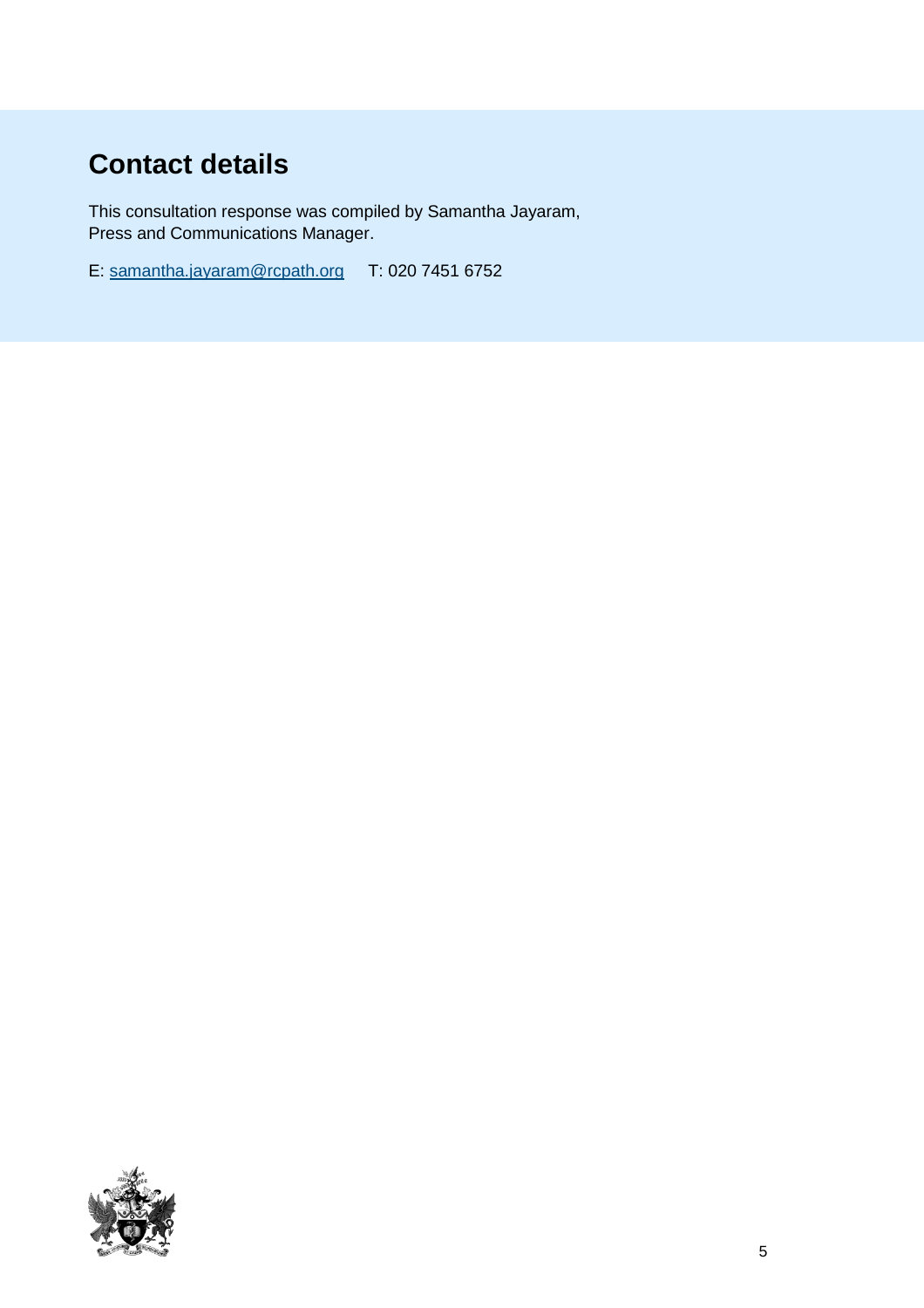## Contact details

This consultation response was compiled by Samantha Jayaram, Press and Communications Manager.

E: samantha.jayaram@rcpath.org   T: 020 7451 6752